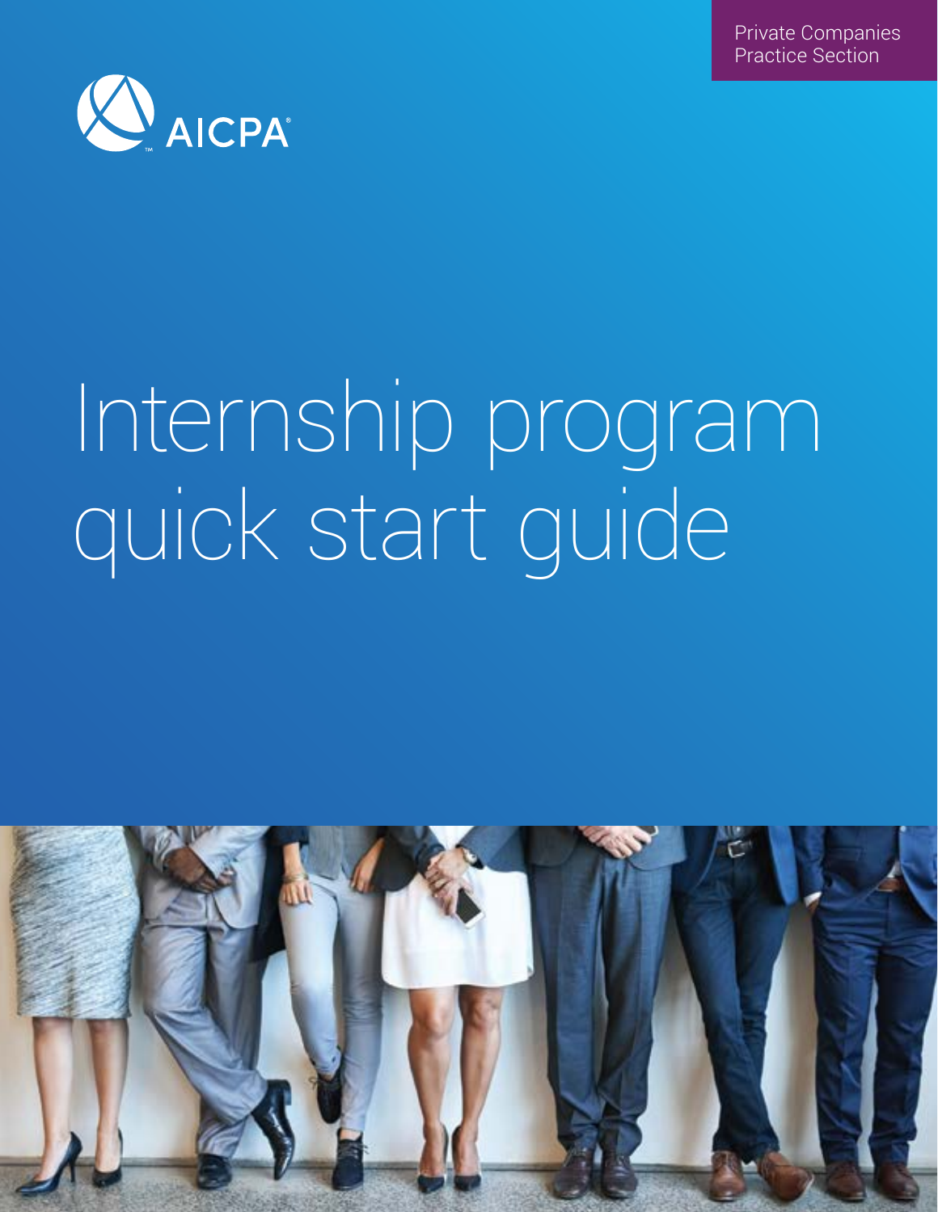Private Companies Practice Section

AICPA

# Internship program quick start guide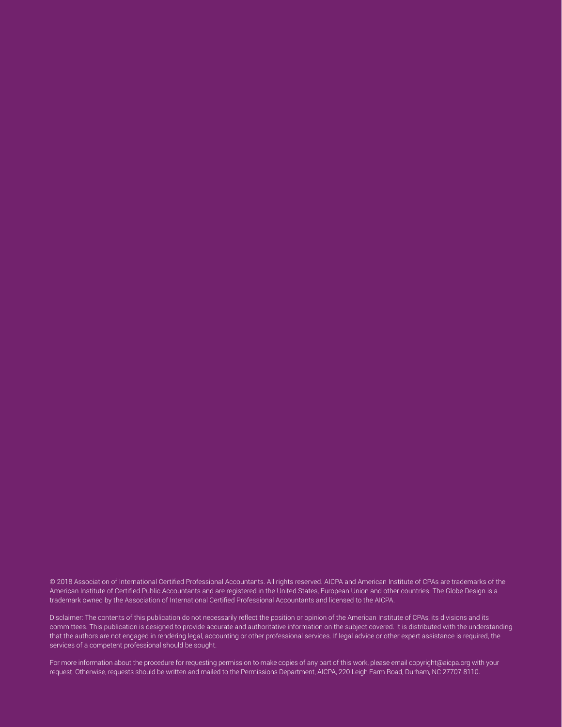© 2018 Association of International Certified Professional Accountants. All rights reserved. AICPA and American Institute of CPAs are trademarks of the American Institute of Certified Public Accountants and are registered in the United States, European Union and other countries. The Globe Design is a trademark owned by the Association of International Certified Professional Accountants and licensed to the AICPA.

Disclaimer: The contents of this publication do not necessarily reflect the position or opinion of the American Institute of CPAs, its divisions and its committees. This publication is designed to provide accurate and authoritative information on the subject covered. It is distributed with the understanding that the authors are not engaged in rendering legal, accounting or other professional services. If legal advice or other expert assistance is required, the services of a competent professional should be sought.

For more information about the procedure for requesting permission to make copies of any part of this work, please email copyright@aicpa.org with your request. Otherwise, requests should be written and mailed to the Permissions Department, AICPA, 220 Leigh Farm Road, Durham, NC 27707-8110.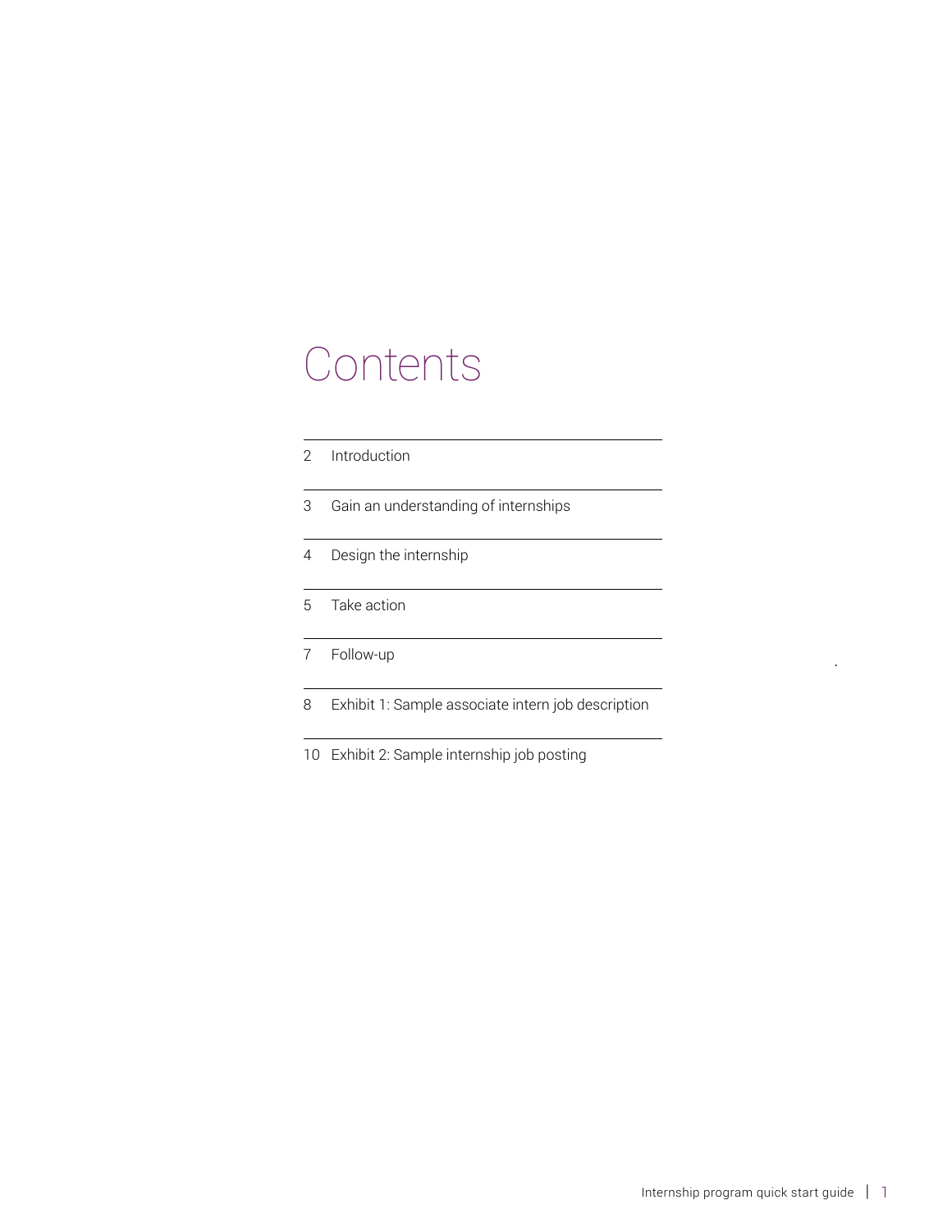# Contents

| | |
|---|---|
| 2 | Introduction |
| 3 | Gain an understanding of internships |
| 4 | Design the internship |
| 5 | Take action |
| 7 | Follow-up |
| 8 | Exhibit 1: Sample associate intern job description |
| 10 | Exhibit 2: Sample internship job posting |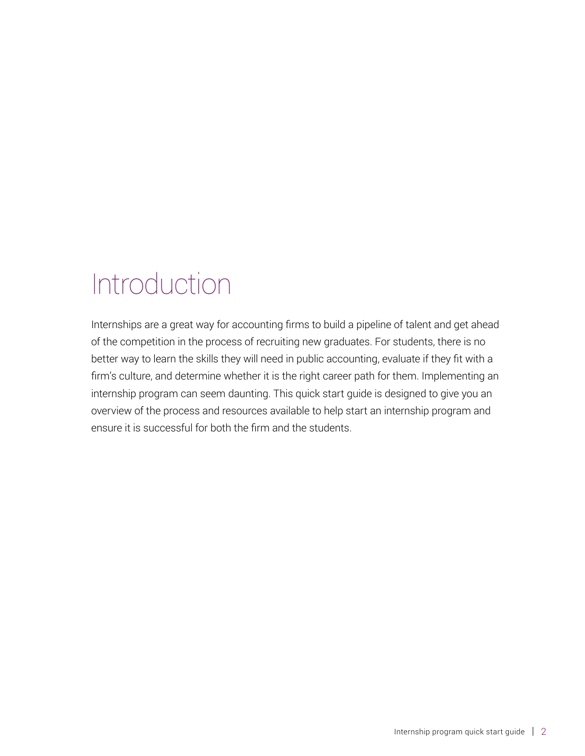# Introduction

Internships are a great way for accounting firms to build a pipeline of talent and get ahead of the competition in the process of recruiting new graduates. For students, there is no better way to learn the skills they will need in public accounting, evaluate if they fit with a firm's culture, and determine whether it is the right career path for them. Implementing an internship program can seem daunting. This quick start guide is designed to give you an overview of the process and resources available to help start an internship program and ensure it is successful for both the firm and the students.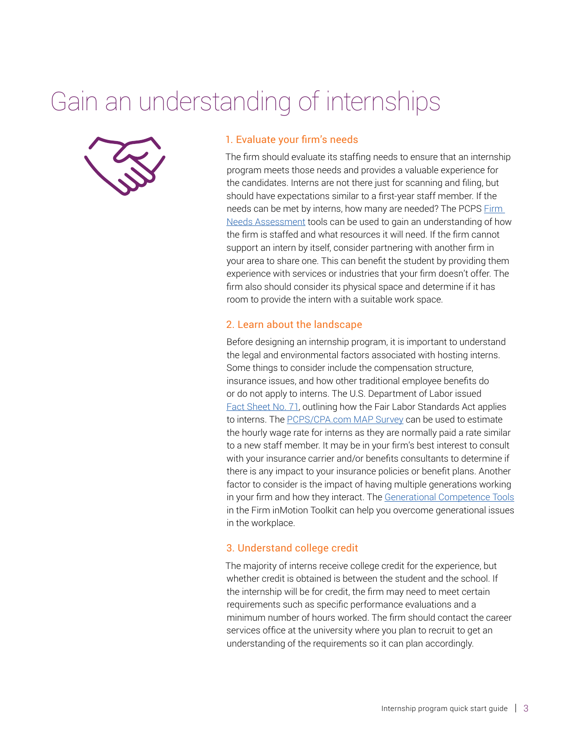# Gain an understanding of internships

## 1. Evaluate your firm's needs

The firm should evaluate its staffing needs to ensure that an internship program meets those needs and provides a valuable experience for the candidates. Interns are not there just for scanning and filing, but should have expectations similar to a first-year staff member. If the needs can be met by interns, how many are needed? The PCPS Firm Needs Assessment tools can be used to gain an understanding of how the firm is staffed and what resources it will need. If the firm cannot support an intern by itself, consider partnering with another firm in your area to share one. This can benefit the student by providing them experience with services or industries that your firm doesn't offer. The firm also should consider its physical space and determine if it has room to provide the intern with a suitable work space.

## 2. Learn about the landscape

Before designing an internship program, it is important to understand the legal and environmental factors associated with hosting interns. Some things to consider include the compensation structure, insurance issues, and how other traditional employee benefits do or do not apply to interns. The U.S. Department of Labor issued Fact Sheet No. 71, outlining how the Fair Labor Standards Act applies to interns. The PCPS/CPA.com MAP Survey can be used to estimate the hourly wage rate for interns as they are normally paid a rate similar to a new staff member. It may be in your firm's best interest to consult with your insurance carrier and/or benefits consultants to determine if there is any impact to your insurance policies or benefit plans. Another factor to consider is the impact of having multiple generations working in your firm and how they interact. The Generational Competence Tools in the Firm inMotion Toolkit can help you overcome generational issues in the workplace.

## 3. Understand college credit

The majority of interns receive college credit for the experience, but whether credit is obtained is between the student and the school. If the internship will be for credit, the firm may need to meet certain requirements such as specific performance evaluations and a minimum number of hours worked. The firm should contact the career services office at the university where you plan to recruit to get an understanding of the requirements so it can plan accordingly.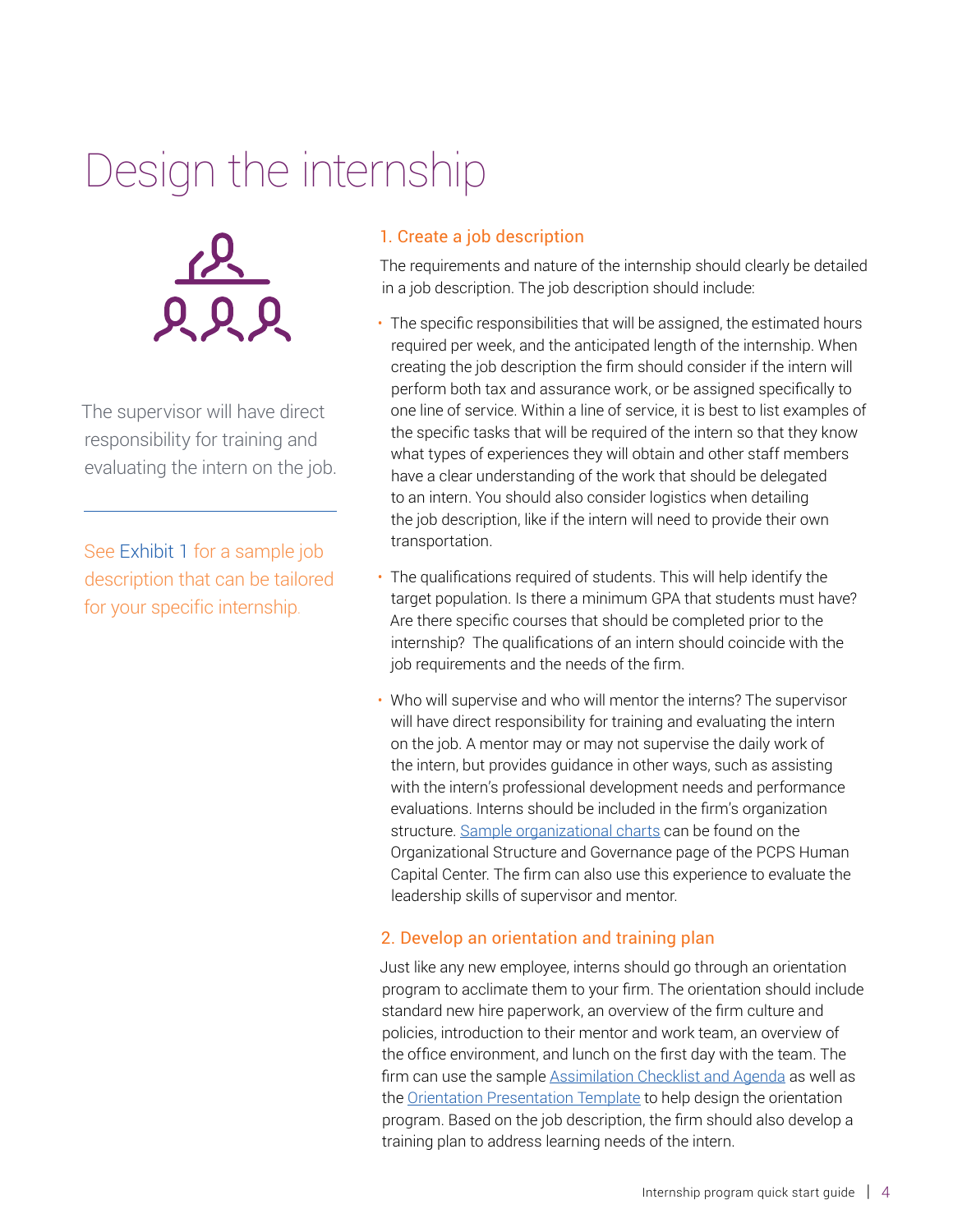# Design the internship

The supervisor will have direct responsibility for training and evaluating the intern on the job.

See Exhibit 1 for a sample job description that can be tailored for your specific internship.

## 1. Create a job description

The requirements and nature of the internship should clearly be detailed in a job description. The job description should include:

- The specific responsibilities that will be assigned, the estimated hours required per week, and the anticipated length of the internship. When creating the job description the firm should consider if the intern will perform both tax and assurance work, or be assigned specifically to one line of service. Within a line of service, it is best to list examples of the specific tasks that will be required of the intern so that they know what types of experiences they will obtain and other staff members have a clear understanding of the work that should be delegated to an intern. You should also consider logistics when detailing the job description, like if the intern will need to provide their own transportation.
- The qualifications required of students. This will help identify the target population. Is there a minimum GPA that students must have? Are there specific courses that should be completed prior to the internship? The qualifications of an intern should coincide with the job requirements and the needs of the firm.
- Who will supervise and who will mentor the interns? The supervisor will have direct responsibility for training and evaluating the intern on the job. A mentor may or may not supervise the daily work of the intern, but provides guidance in other ways, such as assisting with the intern's professional development needs and performance evaluations. Interns should be included in the firm's organization structure. Sample organizational charts can be found on the Organizational Structure and Governance page of the PCPS Human Capital Center. The firm can also use this experience to evaluate the leadership skills of supervisor and mentor.

## 2. Develop an orientation and training plan

Just like any new employee, interns should go through an orientation program to acclimate them to your firm. The orientation should include standard new hire paperwork, an overview of the firm culture and policies, introduction to their mentor and work team, an overview of the office environment, and lunch on the first day with the team. The firm can use the sample Assimilation Checklist and Agenda as well as the Orientation Presentation Template to help design the orientation program. Based on the job description, the firm should also develop a training plan to address learning needs of the intern.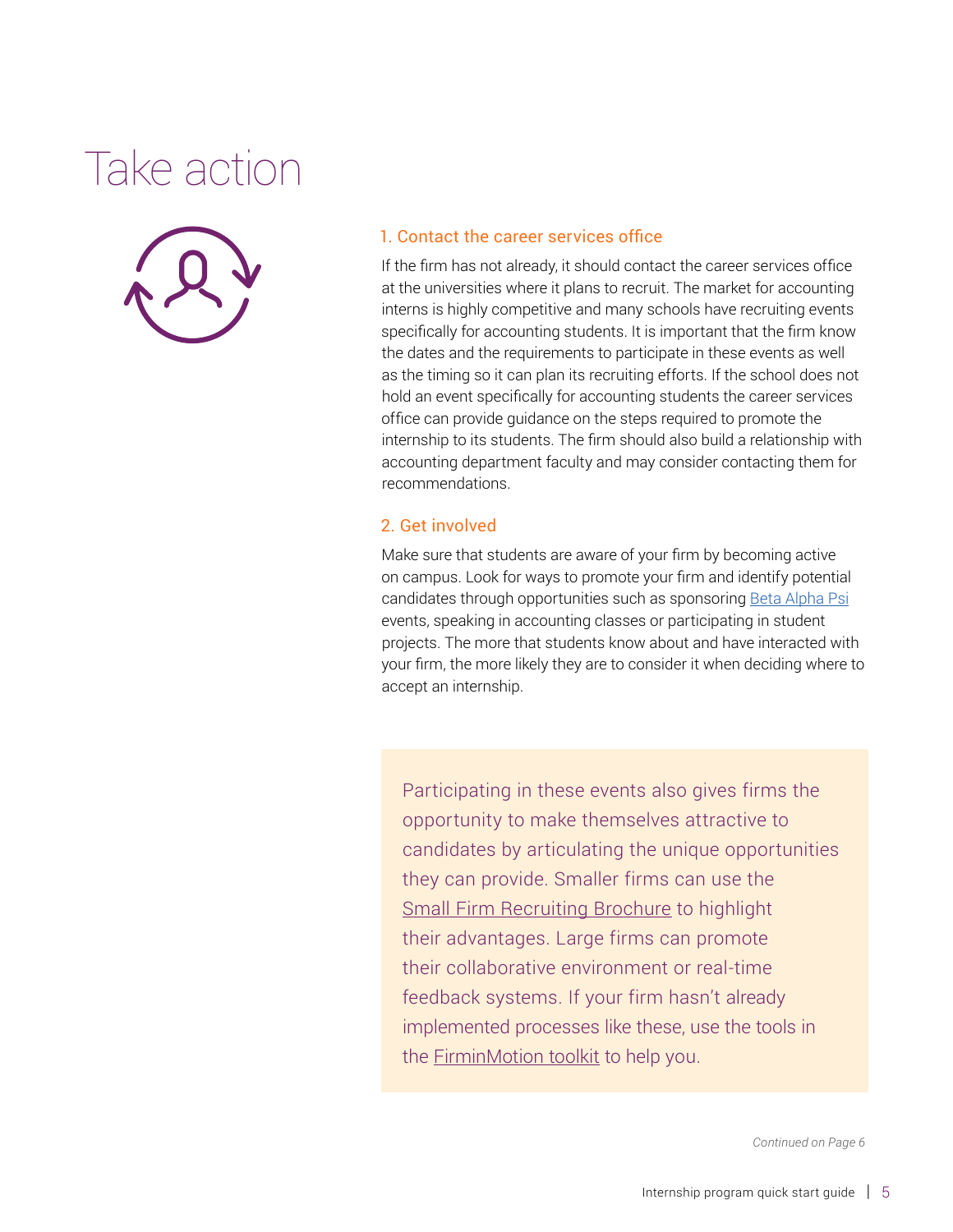# Take action

### 1. Contact the career services office

If the firm has not already, it should contact the career services office at the universities where it plans to recruit. The market for accounting interns is highly competitive and many schools have recruiting events specifically for accounting students. It is important that the firm know the dates and the requirements to participate in these events as well as the timing so it can plan its recruiting efforts. If the school does not hold an event specifically for accounting students the career services office can provide guidance on the steps required to promote the internship to its students. The firm should also build a relationship with accounting department faculty and may consider contacting them for recommendations.

### 2. Get involved

Make sure that students are aware of your firm by becoming active on campus. Look for ways to promote your firm and identify potential candidates through opportunities such as sponsoring Beta Alpha Psi events, speaking in accounting classes or participating in student projects. The more that students know about and have interacted with your firm, the more likely they are to consider it when deciding where to accept an internship.

> Participating in these events also gives firms the opportunity to make themselves attractive to candidates by articulating the unique opportunities they can provide. Smaller firms can use the Small Firm Recruiting Brochure to highlight their advantages. Large firms can promote their collaborative environment or real-time feedback systems. If your firm hasn't already implemented processes like these, use the tools in the FirminMotion toolkit to help you.

*Continued on Page 6*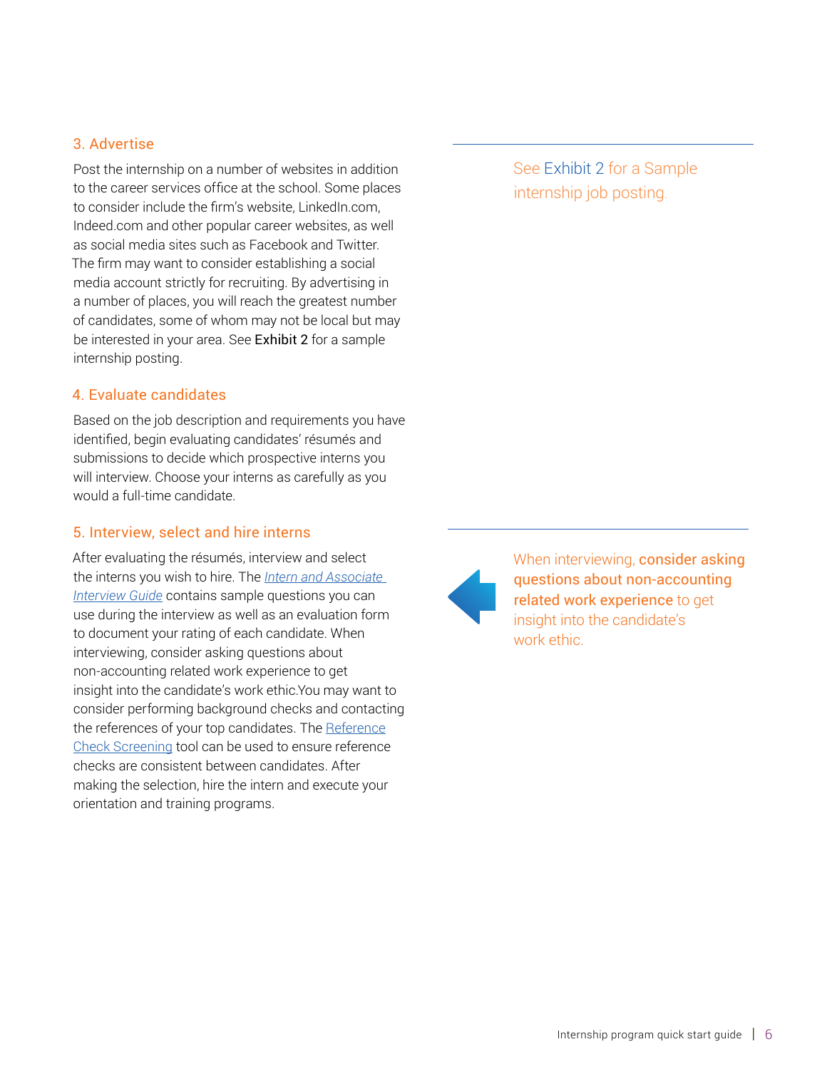### 3. Advertise

Post the internship on a number of websites in addition to the career services office at the school. Some places to consider include the firm's website, LinkedIn.com, Indeed.com and other popular career websites, as well as social media sites such as Facebook and Twitter. The firm may want to consider establishing a social media account strictly for recruiting. By advertising in a number of places, you will reach the greatest number of candidates, some of whom may not be local but may be interested in your area. See **Exhibit 2** for a sample internship posting.

See Exhibit 2 for a Sample internship job posting.

### 4. Evaluate candidates

Based on the job description and requirements you have identified, begin evaluating candidates' résumés and submissions to decide which prospective interns you will interview. Choose your interns as carefully as you would a full-time candidate.

### 5. Interview, select and hire interns

After evaluating the résumés, interview and select the interns you wish to hire. The *Intern and Associate Interview Guide* contains sample questions you can use during the interview as well as an evaluation form to document your rating of each candidate. When interviewing, consider asking questions about non-accounting related work experience to get insight into the candidate's work ethic.You may want to consider performing background checks and contacting the references of your top candidates. The Reference Check Screening tool can be used to ensure reference checks are consistent between candidates. After making the selection, hire the intern and execute your orientation and training programs.

When interviewing, **consider asking questions about non-accounting related work experience** to get insight into the candidate's work ethic.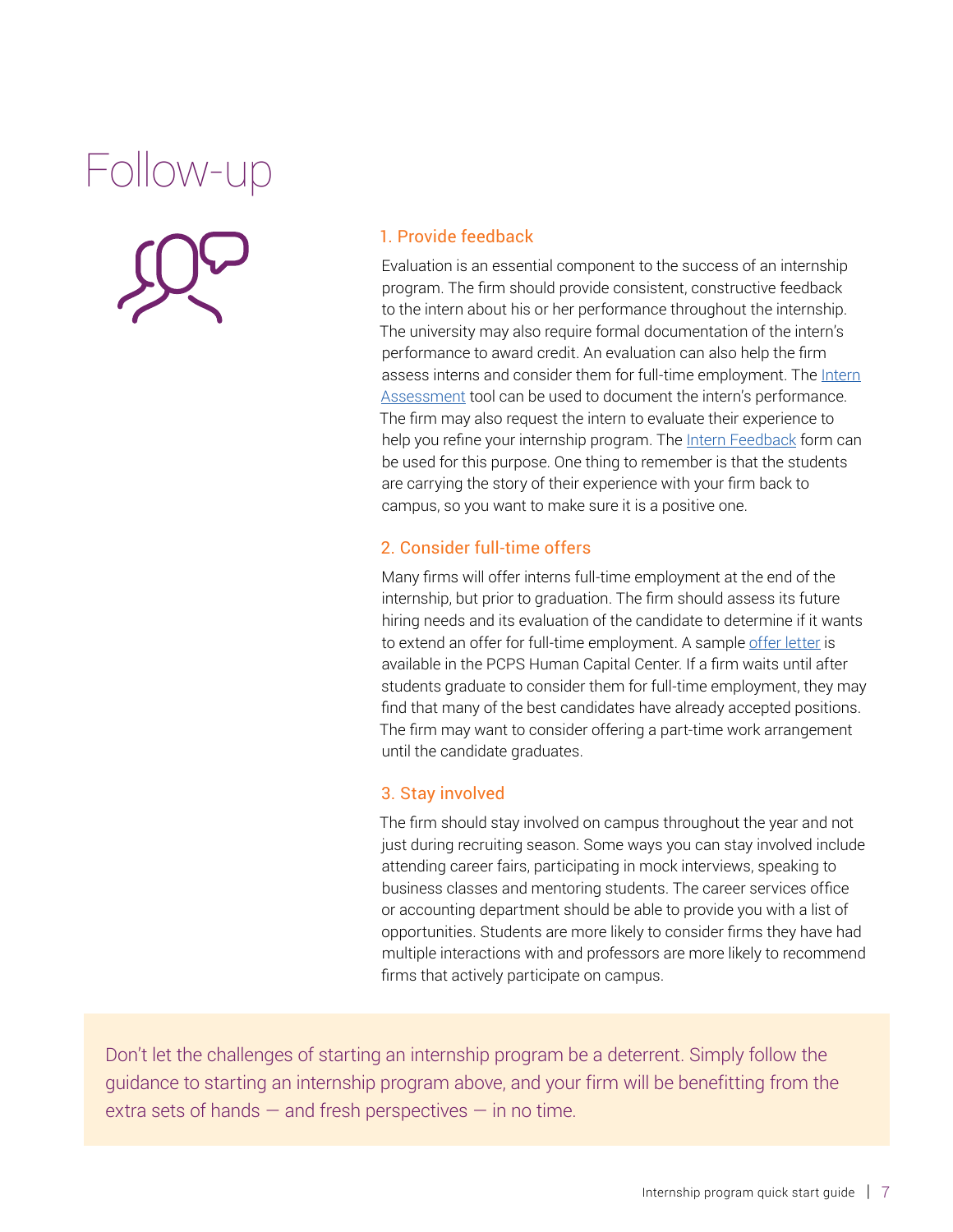# Follow-up

### 1. Provide feedback

Evaluation is an essential component to the success of an internship program. The firm should provide consistent, constructive feedback to the intern about his or her performance throughout the internship. The university may also require formal documentation of the intern's performance to award credit. An evaluation can also help the firm assess interns and consider them for full-time employment. The Intern Assessment tool can be used to document the intern's performance. The firm may also request the intern to evaluate their experience to help you refine your internship program. The Intern Feedback form can be used for this purpose. One thing to remember is that the students are carrying the story of their experience with your firm back to campus, so you want to make sure it is a positive one.

### 2. Consider full-time offers

Many firms will offer interns full-time employment at the end of the internship, but prior to graduation. The firm should assess its future hiring needs and its evaluation of the candidate to determine if it wants to extend an offer for full-time employment. A sample offer letter is available in the PCPS Human Capital Center. If a firm waits until after students graduate to consider them for full-time employment, they may find that many of the best candidates have already accepted positions. The firm may want to consider offering a part-time work arrangement until the candidate graduates.

### 3. Stay involved

The firm should stay involved on campus throughout the year and not just during recruiting season. Some ways you can stay involved include attending career fairs, participating in mock interviews, speaking to business classes and mentoring students. The career services office or accounting department should be able to provide you with a list of opportunities. Students are more likely to consider firms they have had multiple interactions with and professors are more likely to recommend firms that actively participate on campus.

Don't let the challenges of starting an internship program be a deterrent. Simply follow the guidance to starting an internship program above, and your firm will be benefitting from the extra sets of hands — and fresh perspectives — in no time.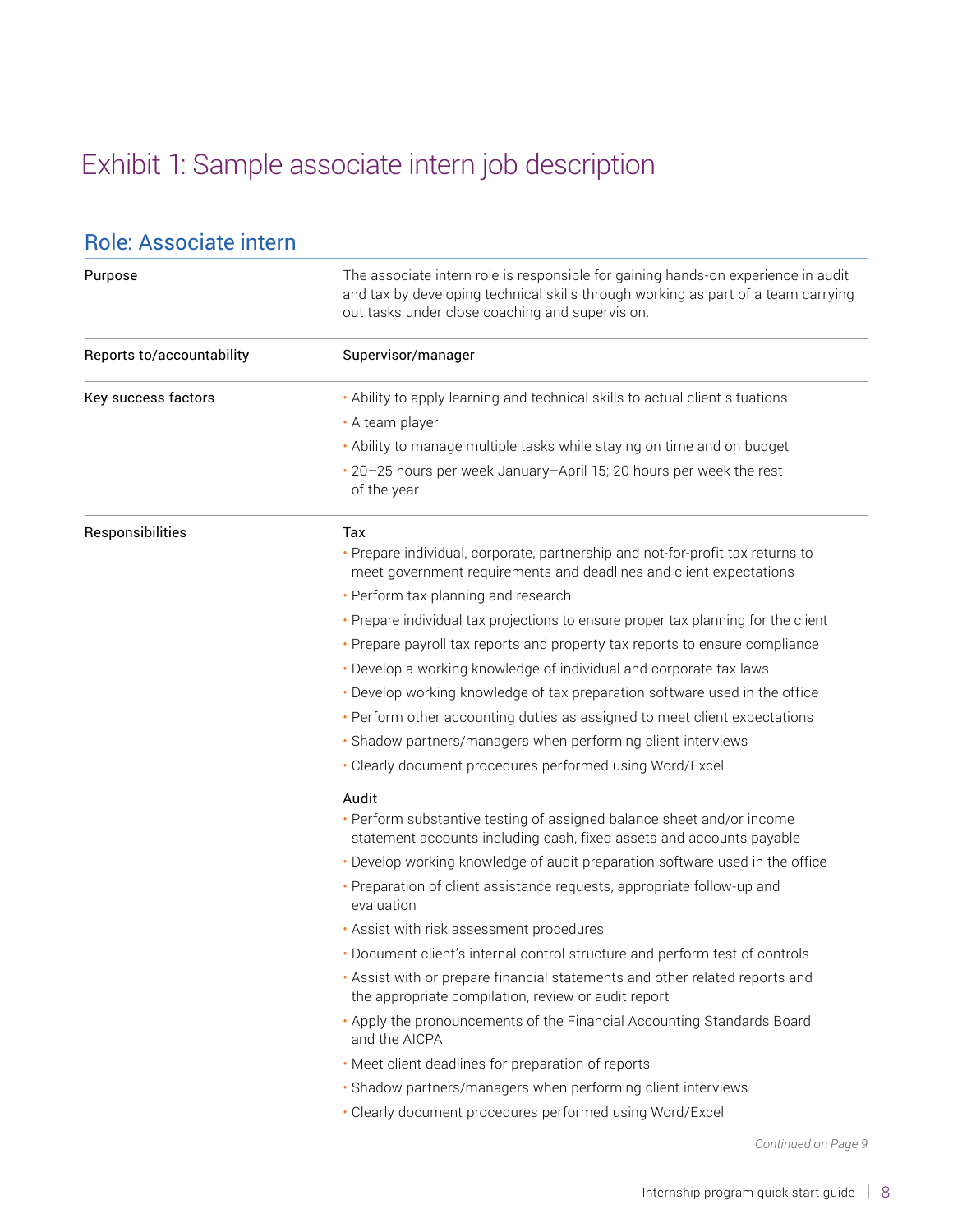# Exhibit 1: Sample associate intern job description

## Role: Associate intern

| | |
|---|---|
| Purpose | The associate intern role is responsible for gaining hands-on experience in audit and tax by developing technical skills through working as part of a team carrying out tasks under close coaching and supervision. |
| Reports to/accountability | Supervisor/manager |
| Key success factors | • Ability to apply learning and technical skills to actual client situations<br>• A team player<br>• Ability to manage multiple tasks while staying on time and on budget<br>• 20–25 hours per week January–April 15; 20 hours per week the rest of the year |
| Responsibilities | Tax<br>• Prepare individual, corporate, partnership and not-for-profit tax returns to meet government requirements and deadlines and client expectations<br>• Perform tax planning and research<br>• Prepare individual tax projections to ensure proper tax planning for the client<br>• Prepare payroll tax reports and property tax reports to ensure compliance<br>• Develop a working knowledge of individual and corporate tax laws<br>• Develop working knowledge of tax preparation software used in the office<br>• Perform other accounting duties as assigned to meet client expectations<br>• Shadow partners/managers when performing client interviews<br>• Clearly document procedures performed using Word/Excel<br><br>Audit<br>• Perform substantive testing of assigned balance sheet and/or income statement accounts including cash, fixed assets and accounts payable<br>• Develop working knowledge of audit preparation software used in the office<br>• Preparation of client assistance requests, appropriate follow-up and evaluation<br>• Assist with risk assessment procedures<br>• Document client's internal control structure and perform test of controls<br>• Assist with or prepare financial statements and other related reports and the appropriate compilation, review or audit report<br>• Apply the pronouncements of the Financial Accounting Standards Board and the AICPA<br>• Meet client deadlines for preparation of reports<br>• Shadow partners/managers when performing client interviews<br>• Clearly document procedures performed using Word/Excel |

*Continued on Page 9*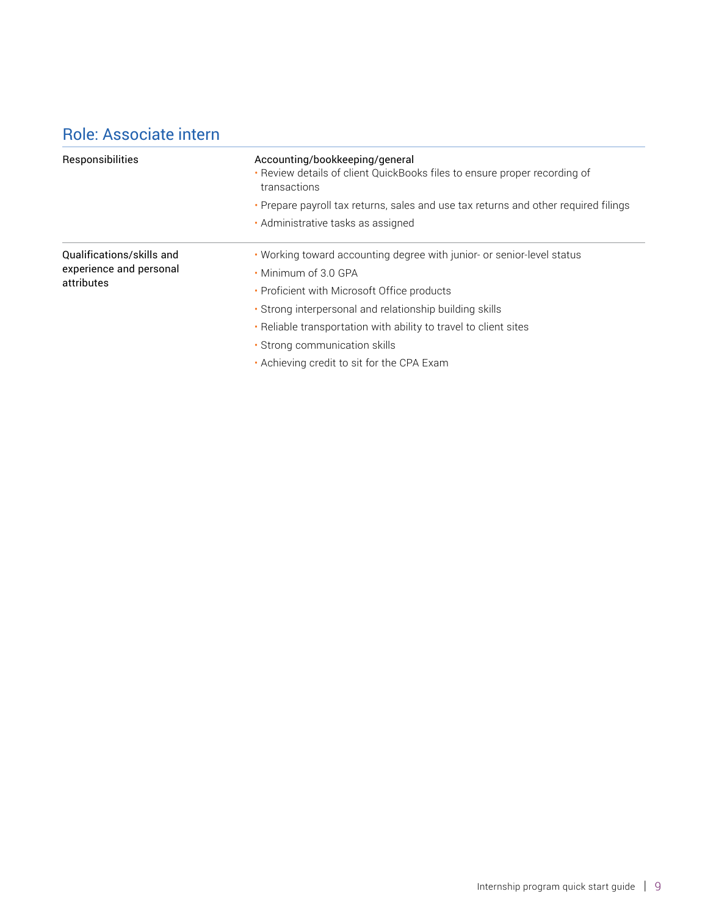## Role: Associate intern

| | |
|---|---|
| Responsibilities | Accounting/bookkeeping/general<br>• Review details of client QuickBooks files to ensure proper recording of transactions<br>• Prepare payroll tax returns, sales and use tax returns and other required filings<br>• Administrative tasks as assigned |
| Qualifications/skills and experience and personal attributes | • Working toward accounting degree with junior- or senior-level status<br>• Minimum of 3.0 GPA<br>• Proficient with Microsoft Office products<br>• Strong interpersonal and relationship building skills<br>• Reliable transportation with ability to travel to client sites<br>• Strong communication skills<br>• Achieving credit to sit for the CPA Exam |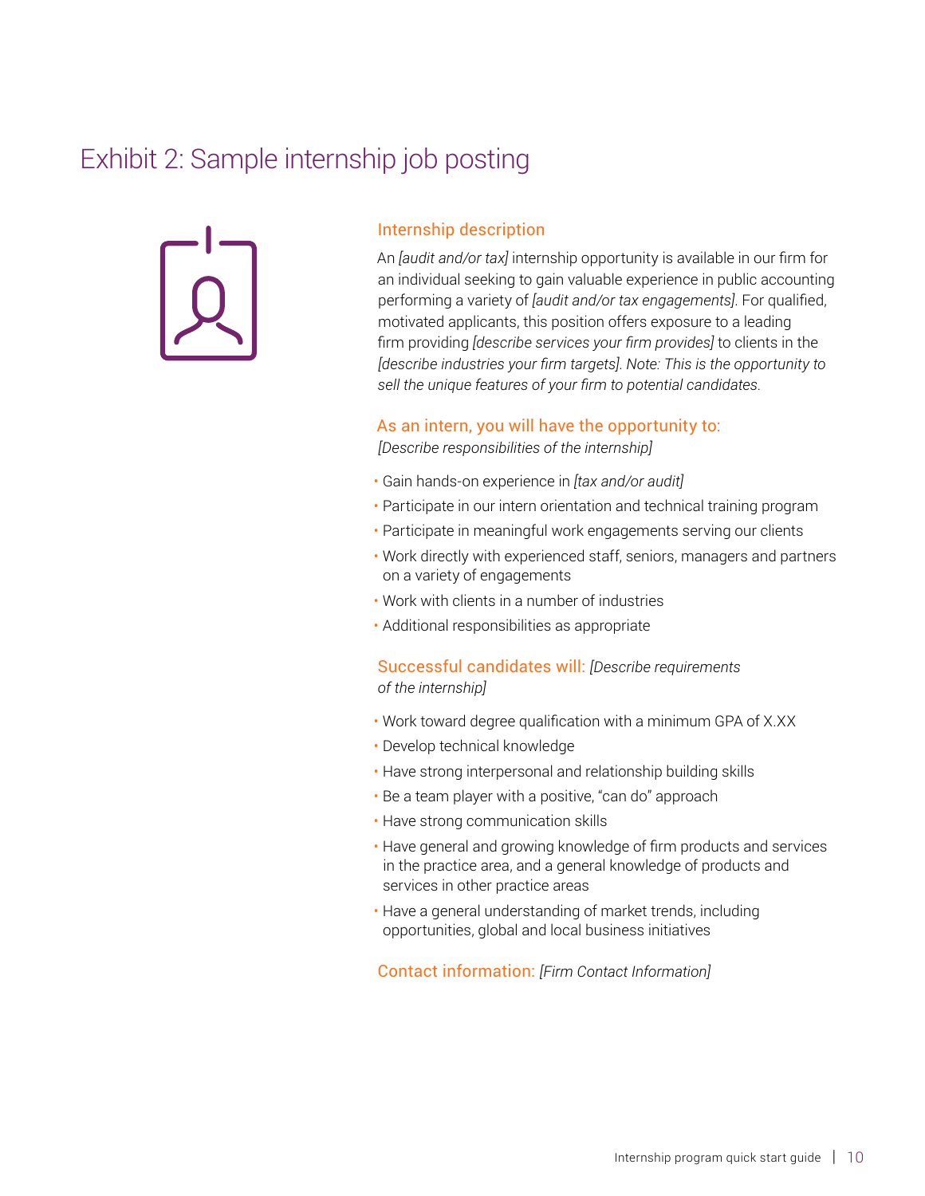# Exhibit 2: Sample internship job posting

## Internship description

An *[audit and/or tax]* internship opportunity is available in our firm for an individual seeking to gain valuable experience in public accounting performing a variety of *[audit and/or tax engagements]*. For qualified, motivated applicants, this position offers exposure to a leading firm providing *[describe services your firm provides]* to clients in the *[describe industries your firm targets]. Note: This is the opportunity to sell the unique features of your firm to potential candidates.*

## As an intern, you will have the opportunity to:

*[Describe responsibilities of the internship]*

- Gain hands-on experience in *[tax and/or audit]*
- Participate in our intern orientation and technical training program
- Participate in meaningful work engagements serving our clients
- Work directly with experienced staff, seniors, managers and partners on a variety of engagements
- Work with clients in a number of industries
- Additional responsibilities as appropriate

## Successful candidates will: *[Describe requirements of the internship]*

- Work toward degree qualification with a minimum GPA of X.XX
- Develop technical knowledge
- Have strong interpersonal and relationship building skills
- Be a team player with a positive, "can do" approach
- Have strong communication skills
- Have general and growing knowledge of firm products and services in the practice area, and a general knowledge of products and services in other practice areas
- Have a general understanding of market trends, including opportunities, global and local business initiatives

## Contact information: *[Firm Contact Information]*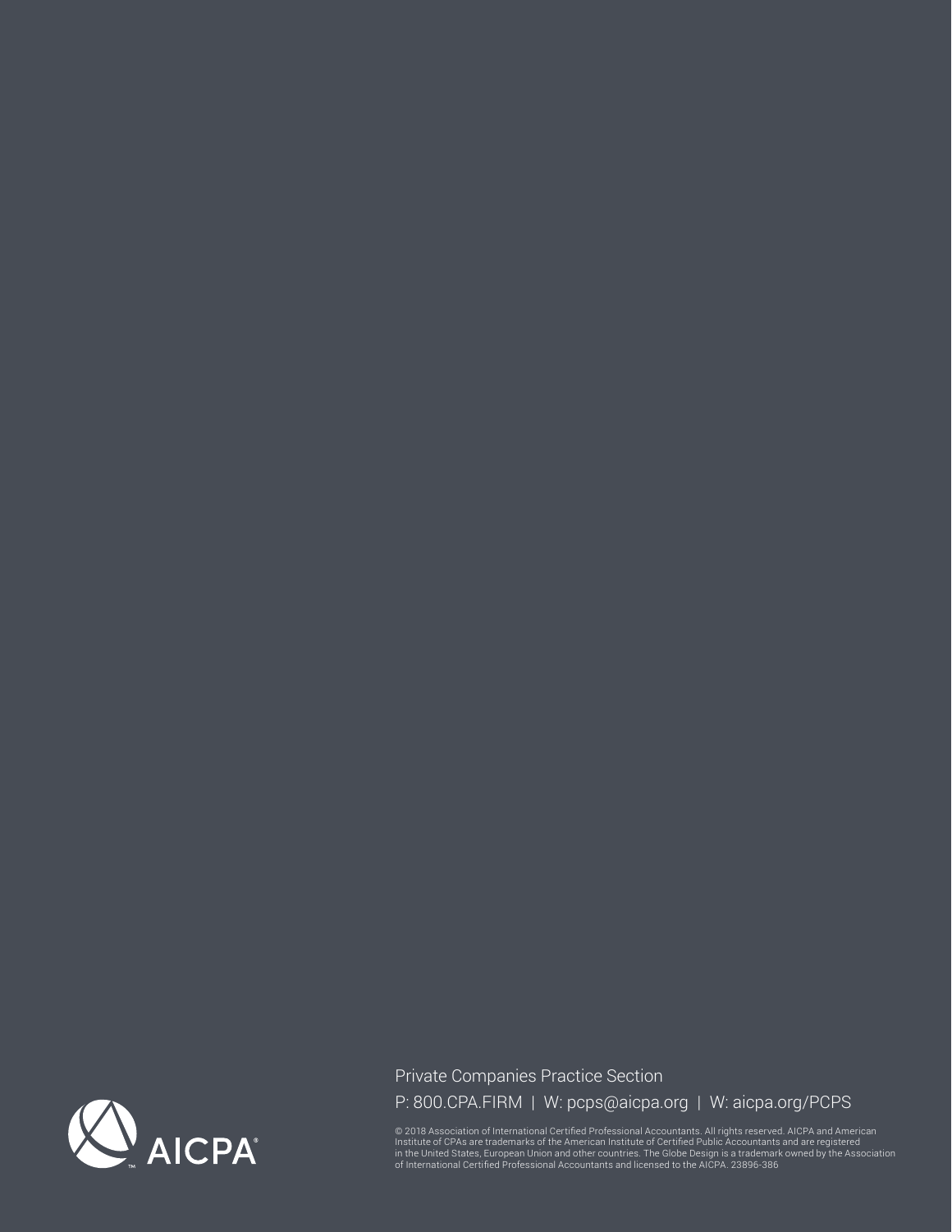AICPA

Private Companies Practice Section

P: 800.CPA.FIRM | W: pcps@aicpa.org | W: aicpa.org/PCPS

© 2018 Association of International Certified Professional Accountants. All rights reserved. AICPA and American Institute of CPAs are trademarks of the American Institute of Certified Public Accountants and are registered in the United States, European Union and other countries. The Globe Design is a trademark owned by the Association of International Certified Professional Accountants and licensed to the AICPA. 23896-386